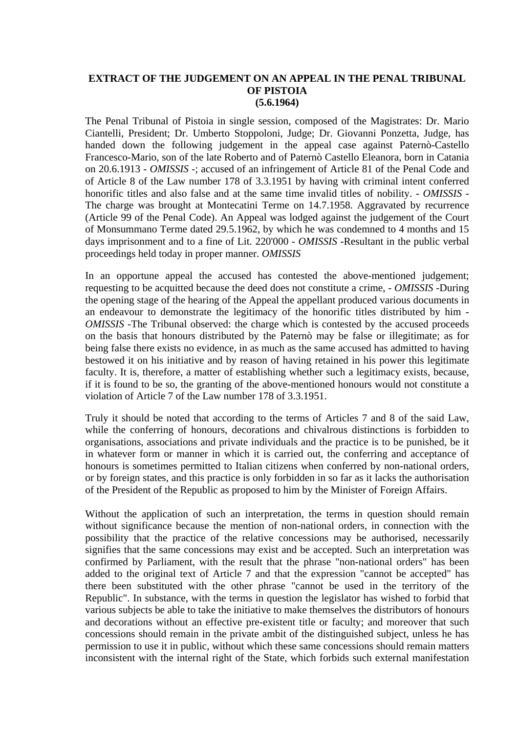# EXTRACT OF THE JUDGEMENT ON AN APPEAL IN THE PENAL TRIBUNAL OF PISTOIA
## (5.6.1964)

The Penal Tribunal of Pistoia in single session, composed of the Magistrates: Dr. Mario Ciantelli, President; Dr. Umberto Stoppoloni, Judge; Dr. Giovanni Ponzetta, Judge, has handed down the following judgement in the appeal case against Paternò-Castello Francesco-Mario, son of the late Roberto and of Paternò Castello Eleanora, born in Catania on 20.6.1913 - *OMISSIS* -; accused of an infringement of Article 81 of the Penal Code and of Article 8 of the Law number 178 of 3.3.1951 by having with criminal intent conferred honorific titles and also false and at the same time invalid titles of nobility. - *OMISSIS* - The charge was brought at Montecatini Terme on 14.7.1958. Aggravated by recurrence (Article 99 of the Penal Code). An Appeal was lodged against the judgement of the Court of Monsummano Terme dated 29.5.1962, by which he was condemned to 4 months and 15 days imprisonment and to a fine of Lit. 220'000 - *OMISSIS* -Resultant in the public verbal proceedings held today in proper manner. *OMISSIS*

In an opportune appeal the accused has contested the above-mentioned judgement; requesting to be acquitted because the deed does not constitute a crime, - *OMISSIS* -During the opening stage of the hearing of the Appeal the appellant produced various documents in an endeavour to demonstrate the legitimacy of the honorific titles distributed by him - *OMISSIS* -The Tribunal observed: the charge which is contested by the accused proceeds on the basis that honours distributed by the Paternò may be false or illegitimate; as for being false there exists no evidence, in as much as the same accused has admitted to having bestowed it on his initiative and by reason of having retained in his power this legitimate faculty. It is, therefore, a matter of establishing whether such a legitimacy exists, because, if it is found to be so, the granting of the above-mentioned honours would not constitute a violation of Article 7 of the Law number 178 of 3.3.1951.

Truly it should be noted that according to the terms of Articles 7 and 8 of the said Law, while the conferring of honours, decorations and chivalrous distinctions is forbidden to organisations, associations and private individuals and the practice is to be punished, be it in whatever form or manner in which it is carried out, the conferring and acceptance of honours is sometimes permitted to Italian citizens when conferred by non-national orders, or by foreign states, and this practice is only forbidden in so far as it lacks the authorisation of the President of the Republic as proposed to him by the Minister of Foreign Affairs.

Without the application of such an interpretation, the terms in question should remain without significance because the mention of non-national orders, in connection with the possibility that the practice of the relative concessions may be authorised, necessarily signifies that the same concessions may exist and be accepted. Such an interpretation was confirmed by Parliament, with the result that the phrase "non-national orders" has been added to the original text of Article 7 and that the expression "cannot be accepted" has there been substituted with the other phrase "cannot be used in the territory of the Republic". In substance, with the terms in question the legislator has wished to forbid that various subjects be able to take the initiative to make themselves the distributors of honours and decorations without an effective pre-existent title or faculty; and moreover that such concessions should remain in the private ambit of the distinguished subject, unless he has permission to use it in public, without which these same concessions should remain matters inconsistent with the internal right of the State, which forbids such external manifestation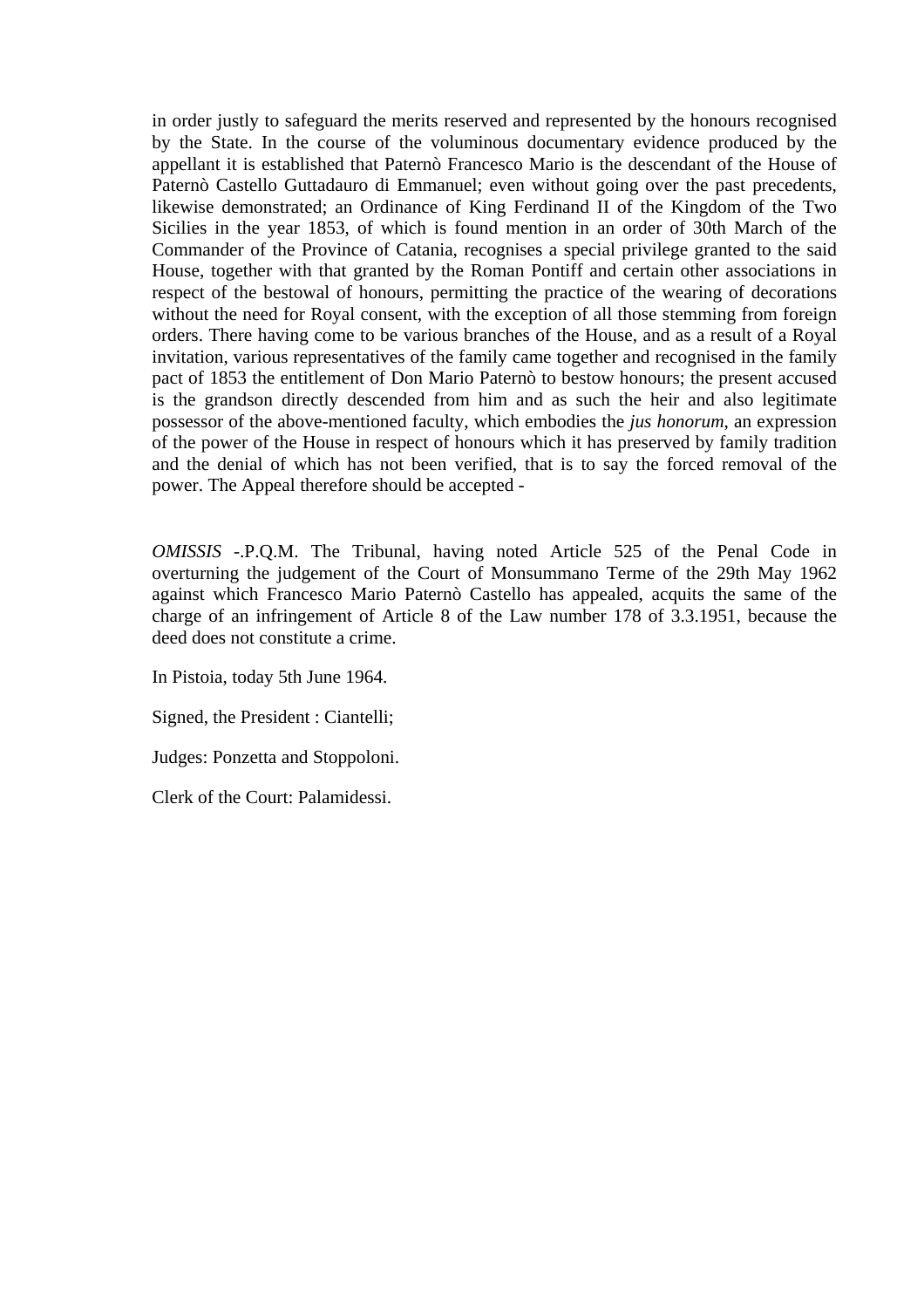in order justly to safeguard the merits reserved and represented by the honours recognised by the State. In the course of the voluminous documentary evidence produced by the appellant it is established that Paternò Francesco Mario is the descendant of the House of Paternò Castello Guttadauro di Emmanuel; even without going over the past precedents, likewise demonstrated; an Ordinance of King Ferdinand II of the Kingdom of the Two Sicilies in the year 1853, of which is found mention in an order of 30th March of the Commander of the Province of Catania, recognises a special privilege granted to the said House, together with that granted by the Roman Pontiff and certain other associations in respect of the bestowal of honours, permitting the practice of the wearing of decorations without the need for Royal consent, with the exception of all those stemming from foreign orders. There having come to be various branches of the House, and as a result of a Royal invitation, various representatives of the family came together and recognised in the family pact of 1853 the entitlement of Don Mario Paternò to bestow honours; the present accused is the grandson directly descended from him and as such the heir and also legitimate possessor of the above-mentioned faculty, which embodies the *jus honorum*, an expression of the power of the House in respect of honours which it has preserved by family tradition and the denial of which has not been verified, that is to say the forced removal of the power. The Appeal therefore should be accepted -

*OMISSIS* -.P.Q.M. The Tribunal, having noted Article 525 of the Penal Code in overturning the judgement of the Court of Monsummano Terme of the 29th May 1962 against which Francesco Mario Paternò Castello has appealed, acquits the same of the charge of an infringement of Article 8 of the Law number 178 of 3.3.1951, because the deed does not constitute a crime.

In Pistoia, today 5th June 1964.

Signed, the President : Ciantelli;

Judges: Ponzetta and Stoppoloni.

Clerk of the Court: Palamidessi.